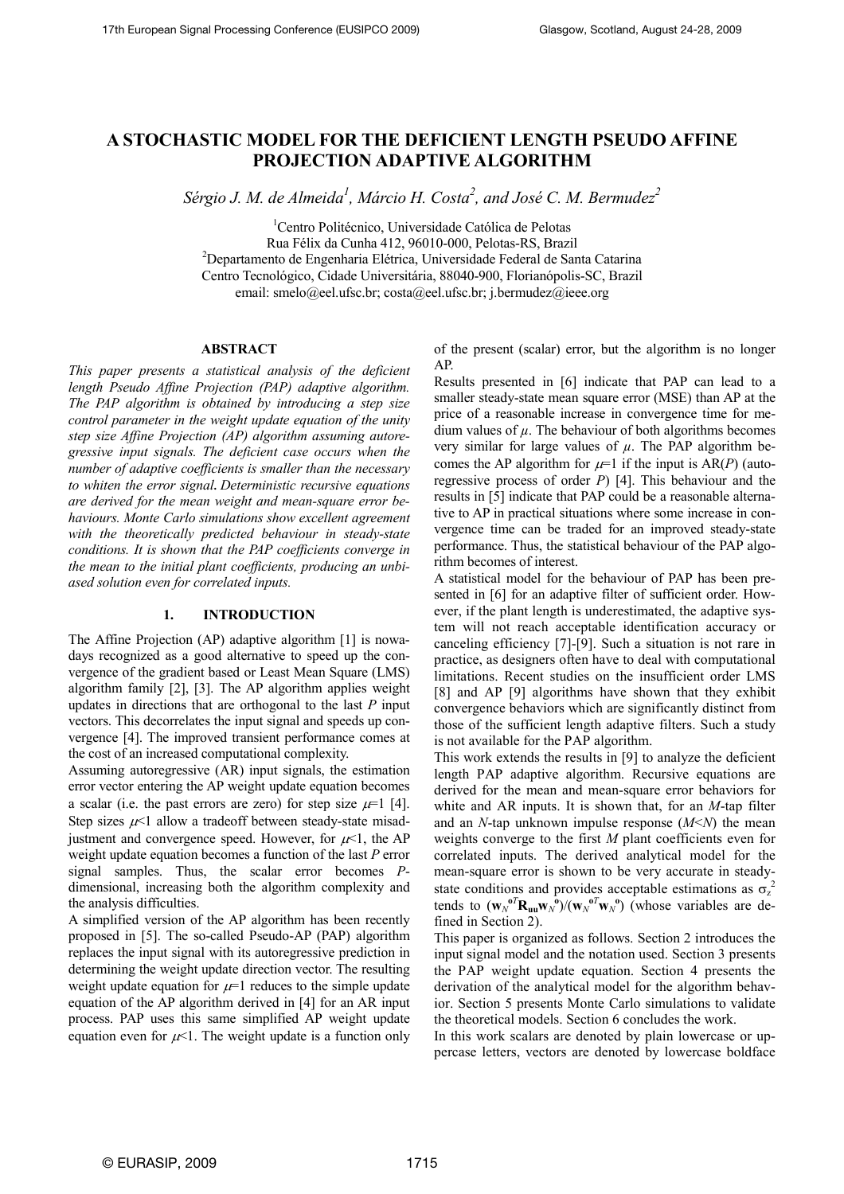# A STOCHASTIC MODEL FOR THE DEFICIENT LENGTH PSEUDO AFFINE PROJECTION ADAPTIVE ALGORITHM

*Sérgio J. M. de Almeida[1], Márcio H. Costa[2], and José C. M. Bermudez[2]*

[1]Centro Politécnico, Universidade Católica de Pelotas
Rua Félix da Cunha 412, 96010-000, Pelotas-RS, Brazil
[2]Departamento de Engenharia Elétrica, Universidade Federal de Santa Catarina
Centro Tecnológico, Cidade Universitária, 88040-900, Florianópolis-SC, Brazil
email: smelo@eel.ufsc.br; costa@eel.ufsc.br; j.bermudez@ieee.org

## ABSTRACT

*This paper presents a statistical analysis of the deficient length Pseudo Affine Projection (PAP) adaptive algorithm. The PAP algorithm is obtained by introducing a step size control parameter in the weight update equation of the unity step size Affine Projection (AP) algorithm assuming autoregressive input signals. The deficient case occurs when the number of adaptive coefficients is smaller than the necessary to whiten the error signal. Deterministic recursive equations are derived for the mean weight and mean-square error behaviours. Monte Carlo simulations show excellent agreement with the theoretically predicted behaviour in steady-state conditions. It is shown that the PAP coefficients converge in the mean to the initial plant coefficients, producing an unbiased solution even for correlated inputs.*

## 1. INTRODUCTION

The Affine Projection (AP) adaptive algorithm [1] is nowadays recognized as a good alternative to speed up the convergence of the gradient based or Least Mean Square (LMS) algorithm family [2], [3]. The AP algorithm applies weight updates in directions that are orthogonal to the last $P$ input vectors. This decorrelates the input signal and speeds up convergence [4]. The improved transient performance comes at the cost of an increased computational complexity.

Assuming autoregressive (AR) input signals, the estimation error vector entering the AP weight update equation becomes a scalar (i.e. the past errors are zero) for step size $\mu=1$ [4]. Step sizes $\mu<1$ allow a tradeoff between steady-state misadjustment and convergence speed. However, for $\mu<1$, the AP weight update equation becomes a function of the last $P$ error signal samples. Thus, the scalar error becomes $P$-dimensional, increasing both the algorithm complexity and the analysis difficulties.

A simplified version of the AP algorithm has been recently proposed in [5]. The so-called Pseudo-AP (PAP) algorithm replaces the input signal with its autoregressive prediction in determining the weight update direction vector. The resulting weight update equation for $\mu=1$ reduces to the simple update equation of the AP algorithm derived in [4] for an AR input process. PAP uses this same simplified AP weight update equation even for $\mu<1$. The weight update is a function only of the present (scalar) error, but the algorithm is no longer AP.

Results presented in [6] indicate that PAP can lead to a smaller steady-state mean square error (MSE) than AP at the price of a reasonable increase in convergence time for medium values of $\mu$. The behaviour of both algorithms becomes very similar for large values of $\mu$. The PAP algorithm becomes the AP algorithm for $\mu=1$ if the input is AR($P$) (autoregressive process of order $P$) [4]. This behaviour and the results in [5] indicate that PAP could be a reasonable alternative to AP in practical situations where some increase in convergence time can be traded for an improved steady-state performance. Thus, the statistical behaviour of the PAP algorithm becomes of interest.

A statistical model for the behaviour of PAP has been presented in [6] for an adaptive filter of sufficient order. However, if the plant length is underestimated, the adaptive system will not reach acceptable identification accuracy or canceling efficiency [7]-[9]. Such a situation is not rare in practice, as designers often have to deal with computational limitations. Recent studies on the insufficient order LMS [8] and AP [9] algorithms have shown that they exhibit convergence behaviors which are significantly distinct from those of the sufficient length adaptive filters. Such a study is not available for the PAP algorithm.

This work extends the results in [9] to analyze the deficient length PAP adaptive algorithm. Recursive equations are derived for the mean and mean-square error behaviors for white and AR inputs. It is shown that, for an $M$-tap filter and an $N$-tap unknown impulse response ($M<N$) the mean weights converge to the first $M$ plant coefficients even for correlated inputs. The derived analytical model for the mean-square error is shown to be very accurate in steady-state conditions and provides acceptable estimations as $\sigma_z^2$ tends to $(\mathbf{w}_N^{oT}\mathbf{R}_{\mathbf{uu}}\mathbf{w}_N^{o})/(\mathbf{w}_N^{oT}\mathbf{w}_N^{o})$ (whose variables are defined in Section 2).

This paper is organized as follows. Section 2 introduces the input signal model and the notation used. Section 3 presents the PAP weight update equation. Section 4 presents the derivation of the analytical model for the algorithm behavior. Section 5 presents Monte Carlo simulations to validate the theoretical models. Section 6 concludes the work.

In this work scalars are denoted by plain lowercase or uppercase letters, vectors are denoted by lowercase boldface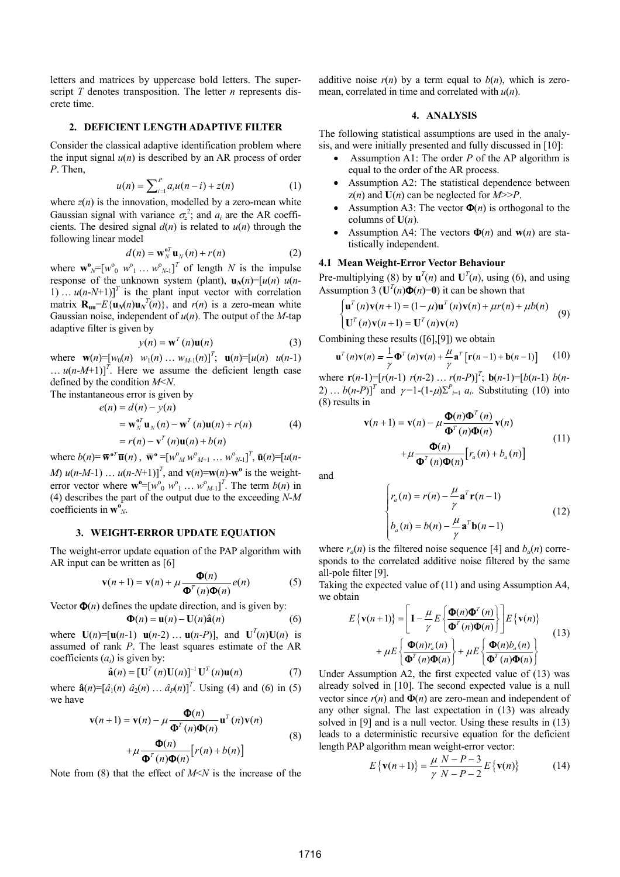letters and matrices by uppercase bold letters. The superscript $T$ denotes transposition. The letter $n$ represents discrete time.

## 2. DEFICIENT LENGTH ADAPTIVE FILTER

Consider the classical adaptive identification problem where the input signal $u(n)$ is described by an AR process of order $P$. Then,

$$u(n) = \sum_{i=1}^{P} a_i u(n-i) + z(n) \tag{1}$$

where $z(n)$ is the innovation, modelled by a zero-mean white Gaussian signal with variance $\sigma_z^2$; and $a_i$ are the AR coefficients. The desired signal $d(n)$ is related to $u(n)$ through the following linear model

$$d(n) = \mathbf{w}_N^{\mathbf{o}T}\mathbf{u}_N(n) + r(n) \tag{2}$$

where $\mathbf{w}^{\mathbf{o}}_N=[w^o_0 \; w^o_1 \ldots w^o_{N-1}]^T$ of length $N$ is the impulse response of the unknown system (plant), $\mathbf{u}_N(n)=[u(n) \; u(n-1) \ldots u(n-N+1)]^T$ is the plant input vector with correlation matrix $\mathbf{R}_{\mathbf{uu}}=E\{\mathbf{u}_N(n)\mathbf{u}_N^T(n)\}$, and $r(n)$ is a zero-mean white Gaussian noise, independent of $u(n)$. The output of the $M$-tap adaptive filter is given by

$$y(n) = \mathbf{w}^T(n)\mathbf{u}(n) \tag{3}$$

where $\mathbf{w}(n)=[w_0(n) \;\; w_1(n) \ldots w_{M-1}(n)]^T$; $\mathbf{u}(n)=[u(n) \;\; u(n-1) \ldots u(n-M+1)]^T$. Here we assume the deficient length case defined by the condition $M<N$.

The instantaneous error is given by

$$\begin{aligned} e(n) &= d(n) - y(n) \\ &= \mathbf{w}_N^{\mathbf{o}T}\mathbf{u}_N(n) - \mathbf{w}^T(n)\mathbf{u}(n) + r(n) \\ &= r(n) - \mathbf{v}^T(n)\mathbf{u}(n) + b(n) \end{aligned} \tag{4}$$

where $b(n)=\bar{\mathbf{w}}^{\mathbf{o}T}\bar{\mathbf{u}}(n)$, $\bar{\mathbf{w}}^{\mathbf{o}}=[w^o_M \, w^o_{M+1} \ldots w^o_{N-1}]^T$, $\bar{\mathbf{u}}(n)=[u(n-M) \; u(n-M-1) \ldots u(n-N+1)]^T$, and $\mathbf{v}(n)=\mathbf{w}(n)-\mathbf{w}^{\mathbf{o}}$ is the weight-error vector where $\mathbf{w}^{\mathbf{o}}=[w^o_0 \; w^o_1 \ldots w^o_{M-1}]^T$. The term $b(n)$ in (4) describes the part of the output due to the exceeding $N$-$M$ coefficients in $\mathbf{w}^{\mathbf{o}}_N$.

## 3. WEIGHT-ERROR UPDATE EQUATION

The weight-error update equation of the PAP algorithm with AR input can be written as [6]

$$\mathbf{v}(n+1) = \mathbf{v}(n) + \mu \frac{\mathbf{\Phi}(n)}{\mathbf{\Phi}^T(n)\mathbf{\Phi}(n)} e(n) \tag{5}$$

Vector $\mathbf{\Phi}(n)$ defines the update direction, and is given by:

$$\mathbf{\Phi}(n) = \mathbf{u}(n) - \mathbf{U}(n)\hat{\mathbf{a}}(n) \tag{6}$$

where $\mathbf{U}(n)=[\mathbf{u}(n-1) \;\; \mathbf{u}(n-2) \ldots \mathbf{u}(n-P)]$, and $\mathbf{U}^T(n)\mathbf{U}(n)$ is assumed of rank $P$. The least squares estimate of the AR coefficients ($a_i$) is given by:

$$\hat{\mathbf{a}}(n) = [\mathbf{U}^T(n)\mathbf{U}(n)]^{-1}\mathbf{U}^T(n)\mathbf{u}(n) \tag{7}$$

where $\hat{\mathbf{a}}(n)=[\hat{a}_1(n) \; \hat{a}_2(n) \ldots \hat{a}_P(n)]^T$. Using (4) and (6) in (5) we have

$$\begin{aligned} \mathbf{v}(n+1) = \mathbf{v}(n) &- \mu \frac{\mathbf{\Phi}(n)}{\mathbf{\Phi}^T(n)\mathbf{\Phi}(n)}\mathbf{u}^T(n)\mathbf{v}(n) \\ &+ \mu \frac{\mathbf{\Phi}(n)}{\mathbf{\Phi}^T(n)\mathbf{\Phi}(n)}\left[r(n) + b(n)\right] \end{aligned} \tag{8}$$

Note from (8) that the effect of $M<N$ is the increase of the additive noise $r(n)$ by a term equal to $b(n)$, which is zero-mean, correlated in time and correlated with $u(n)$.

## 4. ANALYSIS

The following statistical assumptions are used in the analysis, and were initially presented and fully discussed in [10]:

- Assumption A1: The order $P$ of the AP algorithm is equal to the order of the AR process.
- Assumption A2: The statistical dependence between $z(n)$ and $\mathbf{U}(n)$ can be neglected for $M>>P$.
- Assumption A3: The vector $\mathbf{\Phi}(n)$ is orthogonal to the columns of $\mathbf{U}(n)$.
- Assumption A4: The vectors $\mathbf{\Phi}(n)$ and $\mathbf{w}(n)$ are statistically independent.

### 4.1 Mean Weight-Error Vector Behaviour

Pre-multiplying (8) by $\mathbf{u}^T(n)$ and $\mathbf{U}^T(n)$, using (6), and using Assumption 3 ($\mathbf{U}^T(n)\mathbf{\Phi}(n)=\mathbf{0}$) it can be shown that

$$\begin{cases} \mathbf{u}^T(n)\mathbf{v}(n+1) = (1-\mu)\mathbf{u}^T(n)\mathbf{v}(n) + \mu r(n) + \mu b(n) \\ \mathbf{U}^T(n)\mathbf{v}(n+1) = \mathbf{U}^T(n)\mathbf{v}(n) \end{cases} \tag{9}$$

Combining these results ([6],[9]) we obtain

$$\mathbf{u}^T(n)\mathbf{v}(n) = \frac{1}{\gamma}\mathbf{\Phi}^T(n)\mathbf{v}(n) + \frac{\mu}{\gamma}\mathbf{a}^T\left[\mathbf{r}(n-1) + \mathbf{b}(n-1)\right] \tag{10}$$

where $\mathbf{r}(n-1)=[r(n-1) \; r(n-2) \ldots r(n-P)]^T$; $\mathbf{b}(n-1)=[b(n-1) \; b(n-2) \ldots b(n-P)]^T$ and $\gamma=1-(1-\mu)\Sigma^P_{i=1} a_i$. Substituting (10) into (8) results in

$$\begin{aligned} \mathbf{v}(n+1) = \mathbf{v}(n) &- \mu \frac{\mathbf{\Phi}(n)\mathbf{\Phi}^T(n)}{\mathbf{\Phi}^T(n)\mathbf{\Phi}(n)}\mathbf{v}(n) \\ &+ \mu \frac{\mathbf{\Phi}(n)}{\mathbf{\Phi}^T(n)\mathbf{\Phi}(n)}\left[r_a(n) + b_a(n)\right] \end{aligned} \tag{11}$$

and

$$\begin{cases} r_a(n) = r(n) - \dfrac{\mu}{\gamma}\mathbf{a}^T\mathbf{r}(n-1) \\ b_a(n) = b(n) - \dfrac{\mu}{\gamma}\mathbf{a}^T\mathbf{b}(n-1) \end{cases} \tag{12}$$

where $r_a(n)$ is the filtered noise sequence [4] and $b_a(n)$ corresponds to the correlated additive noise filtered by the same all-pole filter [9].

Taking the expected value of (11) and using Assumption A4, we obtain

$$\begin{aligned} E\{\mathbf{v}(n+1)\} = &\left[\mathbf{I} - \frac{\mu}{\gamma}E\left\{\frac{\mathbf{\Phi}(n)\mathbf{\Phi}^T(n)}{\mathbf{\Phi}^T(n)\mathbf{\Phi}(n)}\right\}\right]E\{\mathbf{v}(n)\} \\ &+ \mu E\left\{\frac{\mathbf{\Phi}(n)r_a(n)}{\mathbf{\Phi}^T(n)\mathbf{\Phi}(n)}\right\} + \mu E\left\{\frac{\mathbf{\Phi}(n)b_a(n)}{\mathbf{\Phi}^T(n)\mathbf{\Phi}(n)}\right\} \end{aligned} \tag{13}$$

Under Assumption A2, the first expected value of (13) was already solved in [10]. The second expected value is a null vector since $r(n)$ and $\mathbf{\Phi}(n)$ are zero-mean and independent of any other signal. The last expectation in (13) was already solved in [9] and is a null vector. Using these results in (13) leads to a deterministic recursive equation for the deficient length PAP algorithm mean weight-error vector:

$$E\{\mathbf{v}(n+1)\} = \frac{\mu}{\gamma}\frac{N-P-3}{N-P-2}E\{\mathbf{v}(n)\} \tag{14}$$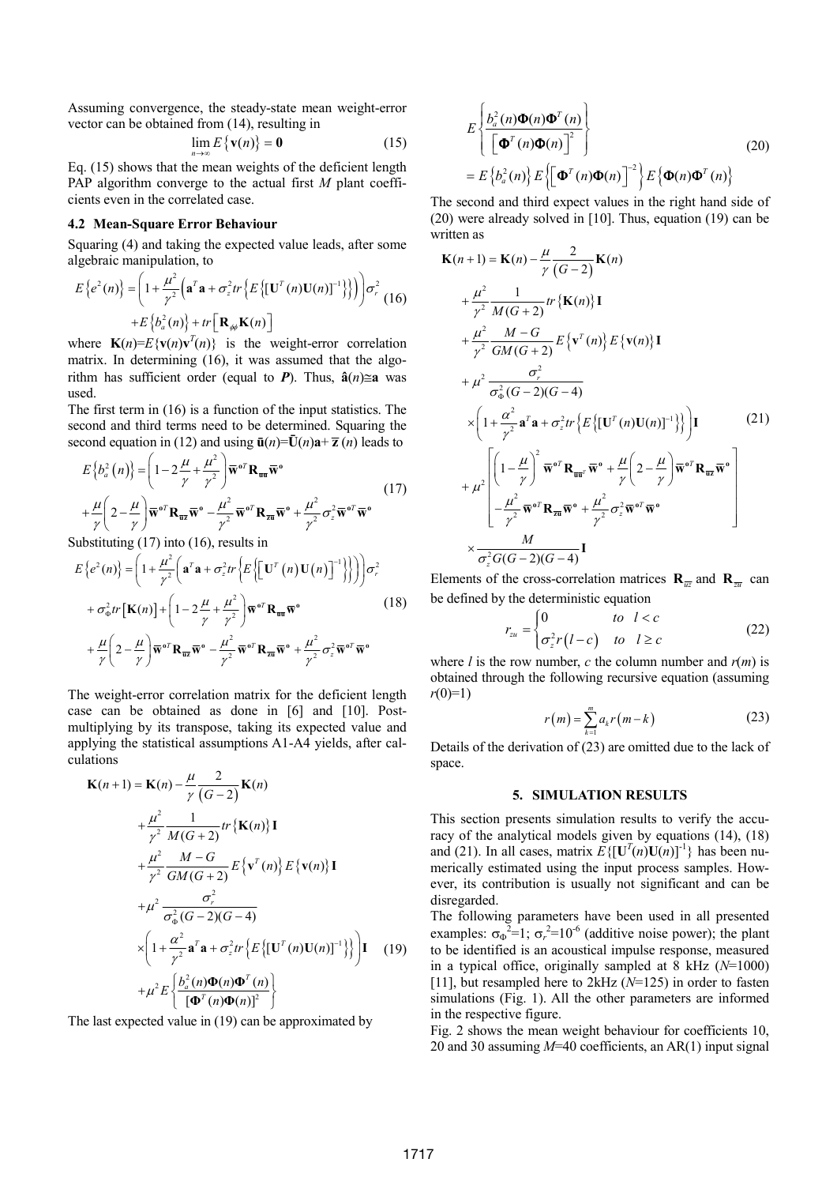Assuming convergence, the steady-state mean weight-error vector can be obtained from (14), resulting in

$$\lim_{n\to\infty} E\{\mathbf{v}(n)\} = \mathbf{0} \tag{15}$$

Eq. (15) shows that the mean weights of the deficient length PAP algorithm converge to the actual first $M$ plant coefficients even in the correlated case.

### 4.2 Mean-Square Error Behaviour

Squaring (4) and taking the expected value leads, after some algebraic manipulation, to

$$E\{e^2(n)\} = \left(1 + \frac{\mu^2}{\gamma^2}\left(\mathbf{a}^T\mathbf{a} + \sigma_z^2 tr\left\{E\{[\mathbf{U}^T(n)\mathbf{U}(n)]^{-1}\}\right\}\right)\right)\sigma_r^2 + E\{b_a^2(n)\} + tr\left[\mathbf{R}_{\phi\phi}\mathbf{K}(n)\right] \tag{16}$$

where $\mathbf{K}(n)=E\{\mathbf{v}(n)\mathbf{v}^T(n)\}$ is the weight-error correlation matrix. In determining (16), it was assumed that the algorithm has sufficient order (equal to $P$). Thus, $\hat{\mathbf{a}}(n)\cong\mathbf{a}$ was used.

The first term in (16) is a function of the input statistics. The second and third terms need to be determined. Squaring the second equation in (12) and using $\bar{\mathbf{u}}(n)=\bar{\mathbf{U}}(n)\mathbf{a}+\bar{\mathbf{z}}(n)$ leads to

$$E\{b_a^2(n)\} = \left(1 - 2\frac{\mu}{\gamma} + \frac{\mu^2}{\gamma^2}\right)\bar{\mathbf{w}}^{\mathbf{o}T}\mathbf{R}_{\bar{\mathbf{u}}\bar{\mathbf{u}}}\bar{\mathbf{w}}^{\mathbf{o}} + \frac{\mu}{\gamma}\left(2 - \frac{\mu}{\gamma}\right)\bar{\mathbf{w}}^{\mathbf{o}T}\mathbf{R}_{\bar{\mathbf{u}}\bar{\mathbf{z}}}\bar{\mathbf{w}}^{\mathbf{o}} - \frac{\mu^2}{\gamma^2}\bar{\mathbf{w}}^{\mathbf{o}T}\mathbf{R}_{\bar{\mathbf{z}}\bar{\mathbf{u}}}\bar{\mathbf{w}}^{\mathbf{o}} + \frac{\mu^2}{\gamma^2}\sigma_z^2\bar{\mathbf{w}}^{\mathbf{o}T}\bar{\mathbf{w}}^{\mathbf{o}} \tag{17}$$

Substituting (17) into (16), results in

$$\begin{aligned} E\{e^2(n)\} &= \left(1 + \frac{\mu^2}{\gamma^2}\left(\mathbf{a}^T\mathbf{a} + \sigma_z^2 tr\left\{E\left\{\left[\mathbf{U}^T(n)\mathbf{U}(n)\right]^{-1}\right\}\right\}\right)\right)\sigma_r^2 \\ &+ \sigma_\Phi^2 tr\left[\mathbf{K}(n)\right] + \left(1 - 2\frac{\mu}{\gamma} + \frac{\mu^2}{\gamma^2}\right)\bar{\mathbf{w}}^{\mathbf{o}T}\mathbf{R}_{\bar{\mathbf{u}}\bar{\mathbf{u}}}\bar{\mathbf{w}}^{\mathbf{o}} \\ &+ \frac{\mu}{\gamma}\left(2 - \frac{\mu}{\gamma}\right)\bar{\mathbf{w}}^{\mathbf{o}T}\mathbf{R}_{\bar{\mathbf{u}}\bar{\mathbf{z}}}\bar{\mathbf{w}}^{\mathbf{o}} - \frac{\mu^2}{\gamma^2}\bar{\mathbf{w}}^{\mathbf{o}T}\mathbf{R}_{\bar{\mathbf{z}}\bar{\mathbf{u}}}\bar{\mathbf{w}}^{\mathbf{o}} + \frac{\mu^2}{\gamma^2}\sigma_z^2\bar{\mathbf{w}}^{\mathbf{o}T}\bar{\mathbf{w}}^{\mathbf{o}} \end{aligned} \tag{18}$$

The weight-error correlation matrix for the deficient length case can be obtained as done in [6] and [10]. Post-multiplying by its transpose, taking its expected value and applying the statistical assumptions A1-A4 yields, after calculations

$$\begin{aligned} \mathbf{K}(n+1) &= \mathbf{K}(n) - \frac{\mu}{\gamma}\frac{2}{(G-2)}\mathbf{K}(n) \\ &+ \frac{\mu^2}{\gamma^2}\frac{1}{M(G+2)}tr\{\mathbf{K}(n)\}\mathbf{I} \\ &+ \frac{\mu^2}{\gamma^2}\frac{M-G}{GM(G+2)}E\{\mathbf{v}^T(n)\}E\{\mathbf{v}(n)\}\mathbf{I} \\ &+ \mu^2\frac{\sigma_r^2}{\sigma_\Phi^2(G-2)(G-4)} \\ &\times\left(1 + \frac{\alpha^2}{\gamma^2}\mathbf{a}^T\mathbf{a} + \sigma_z^2 tr\left\{E\{[\mathbf{U}^T(n)\mathbf{U}(n)]^{-1}\}\right\}\right)\mathbf{I} \\ &+ \mu^2 E\left\{\frac{b_a^2(n)\mathbf{\Phi}(n)\mathbf{\Phi}^T(n)}{[\mathbf{\Phi}^T(n)\mathbf{\Phi}(n)]^2}\right\} \end{aligned} \tag{19}$$

The last expected value in (19) can be approximated by

$$E\left\{\frac{b_a^2(n)\mathbf{\Phi}(n)\mathbf{\Phi}^T(n)}{\left[\mathbf{\Phi}^T(n)\mathbf{\Phi}(n)\right]^2}\right\} = E\{b_a^2(n)\}E\left\{\left[\mathbf{\Phi}^T(n)\mathbf{\Phi}(n)\right]^{-2}\right\}E\{\mathbf{\Phi}(n)\mathbf{\Phi}^T(n)\} \tag{20}$$

The second and third expect values in the right hand side of (20) were already solved in [10]. Thus, equation (19) can be written as

$$\begin{aligned} \mathbf{K}(n+1) &= \mathbf{K}(n) - \frac{\mu}{\gamma}\frac{2}{(G-2)}\mathbf{K}(n) \\ &+ \frac{\mu^2}{\gamma^2}\frac{1}{M(G+2)}tr\{\mathbf{K}(n)\}\mathbf{I} \\ &+ \frac{\mu^2}{\gamma^2}\frac{M-G}{GM(G+2)}E\{\mathbf{v}^T(n)\}E\{\mathbf{v}(n)\}\mathbf{I} \\ &+ \mu^2\frac{\sigma_r^2}{\sigma_\Phi^2(G-2)(G-4)} \\ &\times\left(1 + \frac{\alpha^2}{\gamma^2}\mathbf{a}^T\mathbf{a} + \sigma_z^2 tr\left\{E\{[\mathbf{U}^T(n)\mathbf{U}(n)]^{-1}\}\right\}\right)\mathbf{I} \\ &+ \mu^2\left[\begin{array}{l}\left(1 - \frac{\mu}{\gamma}\right)^2\bar{\mathbf{w}}^{\mathbf{o}T}\mathbf{R}_{\bar{\mathbf{u}}\bar{\mathbf{u}}}\bar{\mathbf{w}}^{\mathbf{o}} + \frac{\mu}{\gamma}\left(2 - \frac{\mu}{\gamma}\right)\bar{\mathbf{w}}^{\mathbf{o}T}\mathbf{R}_{\bar{\mathbf{u}}\bar{\mathbf{z}}}\bar{\mathbf{w}}^{\mathbf{o}} \\ -\frac{\mu^2}{\gamma^2}\bar{\mathbf{w}}^{\mathbf{o}T}\mathbf{R}_{\bar{\mathbf{z}}\bar{\mathbf{u}}}\bar{\mathbf{w}}^{\mathbf{o}} + \frac{\mu^2}{\gamma^2}\sigma_z^2\bar{\mathbf{w}}^{\mathbf{o}T}\bar{\mathbf{w}}^{\mathbf{o}}\end{array}\right] \\ &\times\frac{M}{\sigma_z^2 G(G-2)(G-4)}\mathbf{I} \end{aligned} \tag{21}$$

Elements of the cross-correlation matrices $\mathbf{R}_{\bar{u}\bar{z}}$ and $\mathbf{R}_{\bar{z}\bar{u}}$ can be defined by the deterministic equation

$$r_{zu} = \begin{cases} 0 & to \quad l < c \\ \sigma_z^2 r(l-c) & to \quad l \geq c \end{cases} \tag{22}$$

where $l$ is the row number, $c$ the column number and $r(m)$ is obtained through the following recursive equation (assuming $r(0)=1$)

$$r(m) = \sum_{k=1}^{m} a_k r(m-k) \tag{23}$$

Details of the derivation of (23) are omitted due to the lack of space.

## 5. SIMULATION RESULTS

This section presents simulation results to verify the accuracy of the analytical models given by equations (14), (18) and (21). In all cases, matrix $E\{[\mathbf{U}^T(n)\mathbf{U}(n)]^{-1}\}$ has been numerically estimated using the input process samples. However, its contribution is usually not significant and can be disregarded.

The following parameters have been used in all presented examples: $\sigma_\Phi^2=1$; $\sigma_r^2=10^{-6}$ (additive noise power); the plant to be identified is an acoustical impulse response, measured in a typical office, originally sampled at 8 kHz ($N$=1000) [11], but resampled here to 2kHz ($N$=125) in order to fasten simulations (Fig. 1). All the other parameters are informed in the respective figure.

Fig. 2 shows the mean weight behaviour for coefficients 10, 20 and 30 assuming $M$=40 coefficients, an AR(1) input signal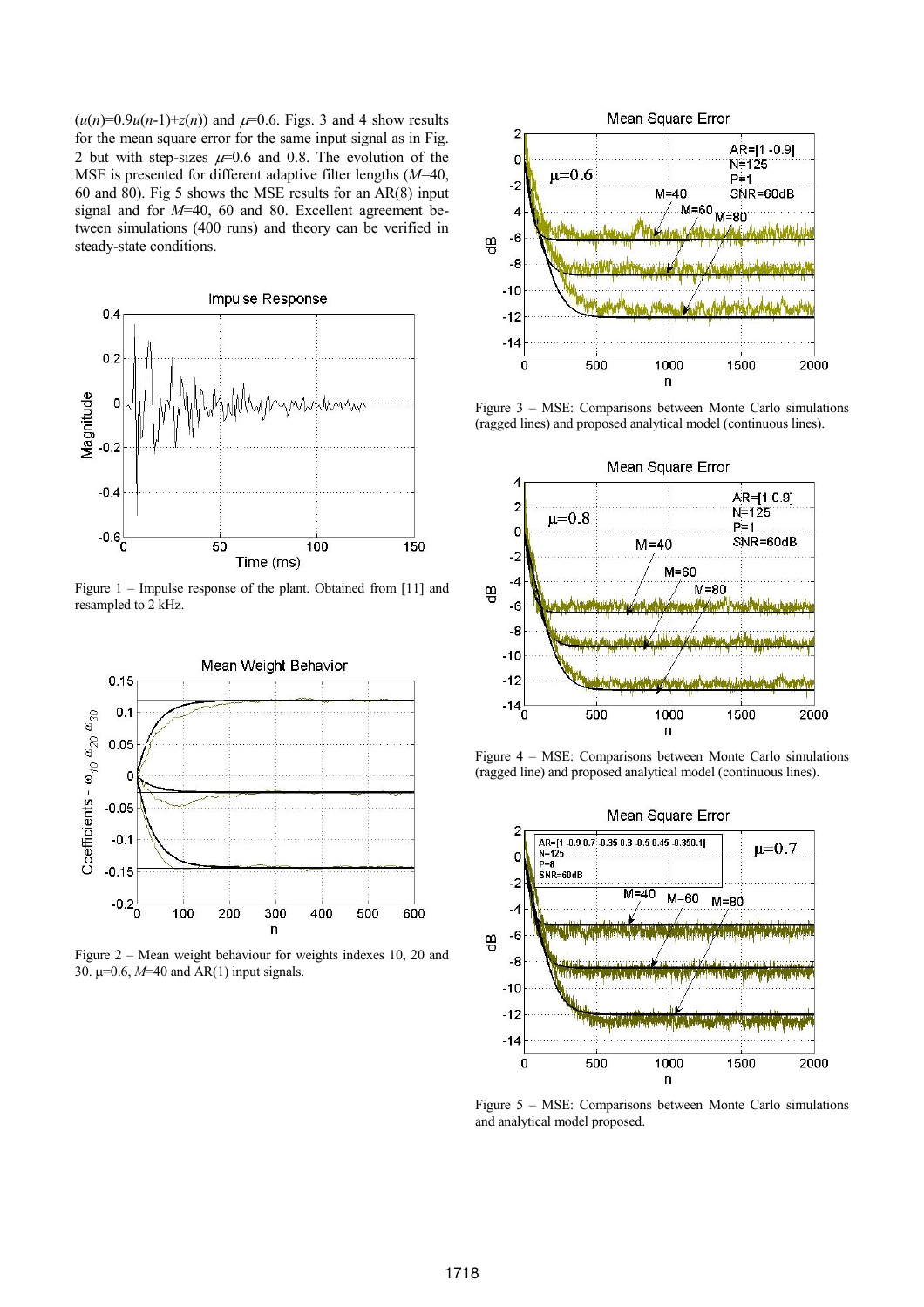($u(n)$=0.9$u(n$-1)+$z(n)$) and $\mu$=0.6. Figs. 3 and 4 show results for the mean square error for the same input signal as in Fig. 2 but with step-sizes $\mu$=0.6 and 0.8. The evolution of the MSE is presented for different adaptive filter lengths ($M$=40, 60 and 80). Fig 5 shows the MSE results for an AR(8) input signal and for $M$=40, 60 and 80. Excellent agreement between simulations (400 runs) and theory can be verified in steady-state conditions.

Figure 1 – Impulse response of the plant. Obtained from [11] and resampled to 2 kHz.

Figure 2 – Mean weight behaviour for weights indexes 10, 20 and 30. μ=0.6, $M$=40 and AR(1) input signals.

Figure 3 – MSE: Comparisons between Monte Carlo simulations (ragged lines) and proposed analytical model (continuous lines).

Figure 4 – MSE: Comparisons between Monte Carlo simulations (ragged line) and proposed analytical model (continuous lines).

Figure 5 – MSE: Comparisons between Monte Carlo simulations and analytical model proposed.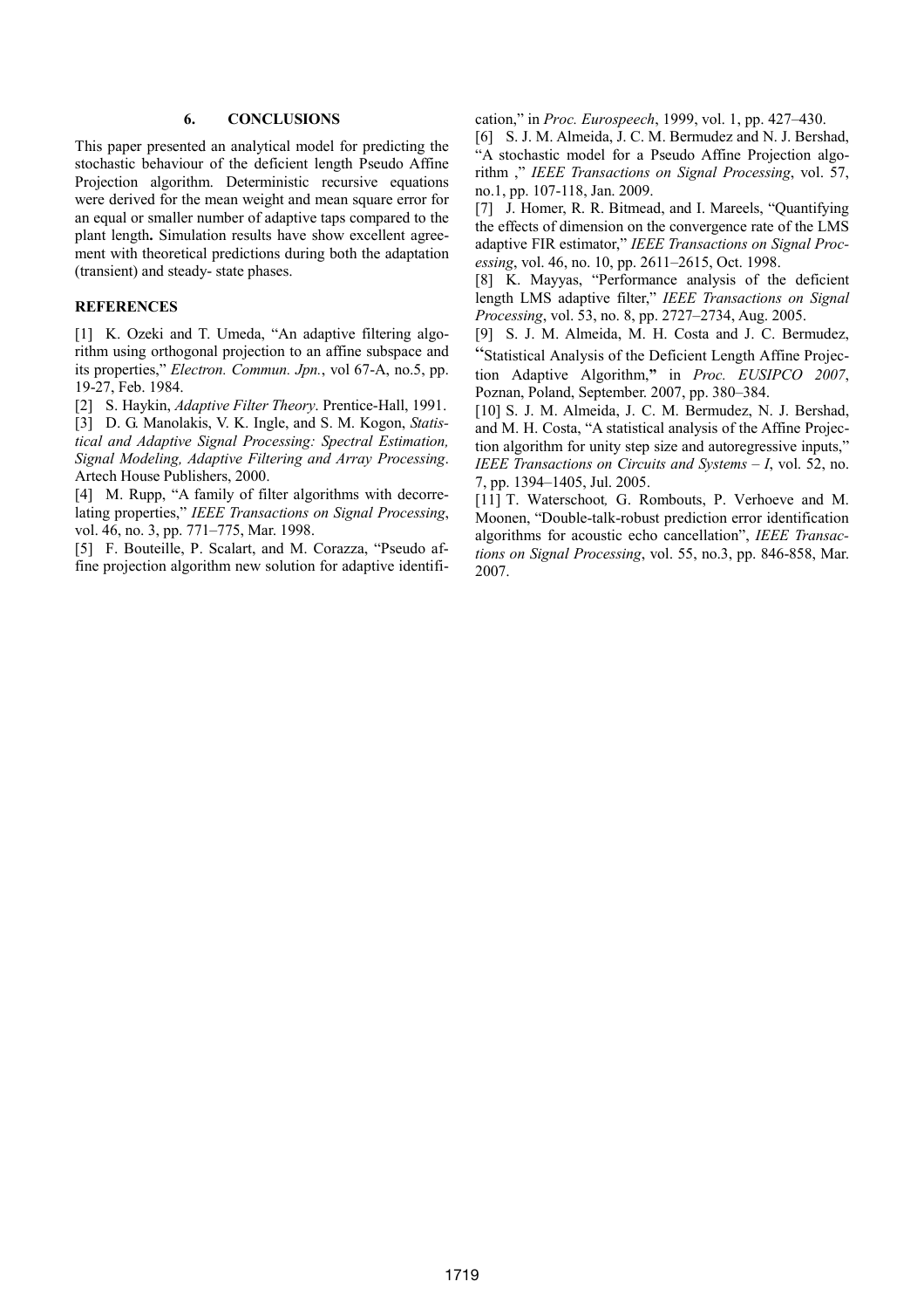## 6. CONCLUSIONS

This paper presented an analytical model for predicting the stochastic behaviour of the deficient length Pseudo Affine Projection algorithm. Deterministic recursive equations were derived for the mean weight and mean square error for an equal or smaller number of adaptive taps compared to the plant length**.** Simulation results have show excellent agreement with theoretical predictions during both the adaptation (transient) and steady- state phases.

## REFERENCES

[1] K. Ozeki and T. Umeda, "An adaptive filtering algorithm using orthogonal projection to an affine subspace and its properties," *Electron. Commun. Jpn.*, vol 67-A, no.5, pp. 19-27, Feb. 1984.

[2] S. Haykin, *Adaptive Filter Theory*. Prentice-Hall, 1991.

[3] D. G. Manolakis, V. K. Ingle, and S. M. Kogon, *Statistical and Adaptive Signal Processing: Spectral Estimation, Signal Modeling, Adaptive Filtering and Array Processing*. Artech House Publishers, 2000.

[4] M. Rupp, "A family of filter algorithms with decorrelating properties," *IEEE Transactions on Signal Processing*, vol. 46, no. 3, pp. 771–775, Mar. 1998.

[5] F. Bouteille, P. Scalart, and M. Corazza, "Pseudo affine projection algorithm new solution for adaptive identification," in *Proc. Eurospeech*, 1999, vol. 1, pp. 427–430.

[6] S. J. M. Almeida, J. C. M. Bermudez and N. J. Bershad, "A stochastic model for a Pseudo Affine Projection algorithm ," *IEEE Transactions on Signal Processing*, vol. 57, no.1, pp. 107-118, Jan. 2009.

[7] J. Homer, R. R. Bitmead, and I. Mareels, "Quantifying the effects of dimension on the convergence rate of the LMS adaptive FIR estimator," *IEEE Transactions on Signal Processing*, vol. 46, no. 10, pp. 2611–2615, Oct. 1998.

[8] K. Mayyas, "Performance analysis of the deficient length LMS adaptive filter," *IEEE Transactions on Signal Processing*, vol. 53, no. 8, pp. 2727–2734, Aug. 2005.

[9] S. J. M. Almeida, M. H. Costa and J. C. Bermudez, "Statistical Analysis of the Deficient Length Affine Projection Adaptive Algorithm," in *Proc. EUSIPCO 2007*, Poznan, Poland, September. 2007, pp. 380–384.

[10] S. J. M. Almeida, J. C. M. Bermudez, N. J. Bershad, and M. H. Costa, "A statistical analysis of the Affine Projection algorithm for unity step size and autoregressive inputs," *IEEE Transactions on Circuits and Systems – I*, vol. 52, no. 7, pp. 1394–1405, Jul. 2005.

[11] T. Waterschoot, G. Rombouts, P. Verhoeve and M. Moonen, "Double-talk-robust prediction error identification algorithms for acoustic echo cancellation", *IEEE Transactions on Signal Processing*, vol. 55, no.3, pp. 846-858, Mar. 2007.